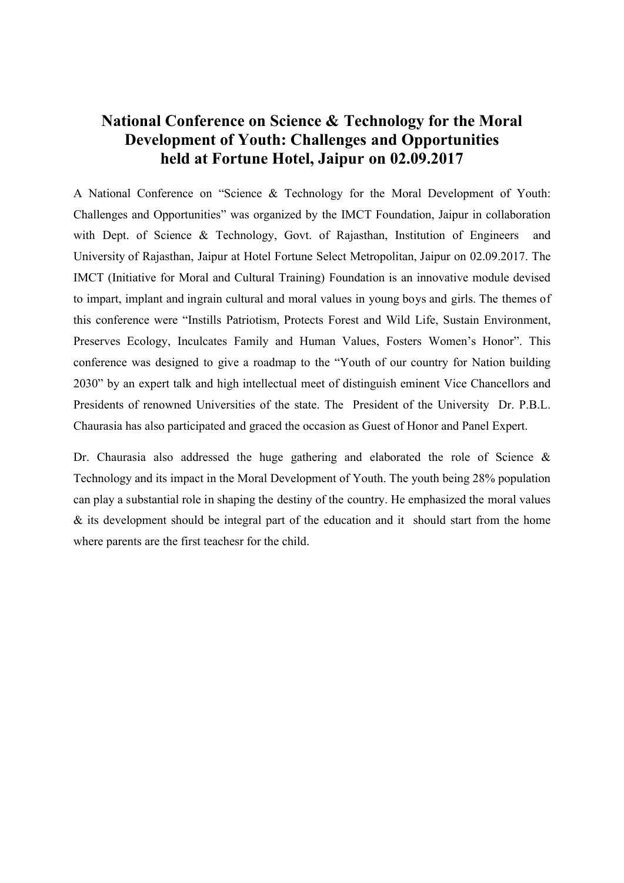# National Conference on Science & Technology for the Moral Development of Youth: Challenges and Opportunities held at Fortune Hotel, Jaipur on 02.09.2017

A National Conference on "Science & Technology for the Moral Development of Youth: Challenges and Opportunities" was organized by the IMCT Foundation, Jaipur in collaboration with Dept. of Science & Technology, Govt. of Rajasthan, Institution of Engineers and University of Rajasthan, Jaipur at Hotel Fortune Select Metropolitan, Jaipur on 02.09.2017. The IMCT (Initiative for Moral and Cultural Training) Foundation is an innovative module devised to impart, implant and ingrain cultural and moral values in young boys and girls. The themes of this conference were "Instills Patriotism, Protects Forest and Wild Life, Sustain Environment, Preserves Ecology, Inculcates Family and Human Values, Fosters Women's Honor". This conference was designed to give a roadmap to the "Youth of our country for Nation building 2030" by an expert talk and high intellectual meet of distinguish eminent Vice Chancellors and Presidents of renowned Universities of the state. The President of the University Dr. P.B.L. Chaurasia has also participated and graced the occasion as Guest of Honor and Panel Expert.

Dr. Chaurasia also addressed the huge gathering and elaborated the role of Science & Technology and its impact in the Moral Development of Youth. The youth being 28% population can play a substantial role in shaping the destiny of the country. He emphasized the moral values & its development should be integral part of the education and it should start from the home where parents are the first teachesr for the child.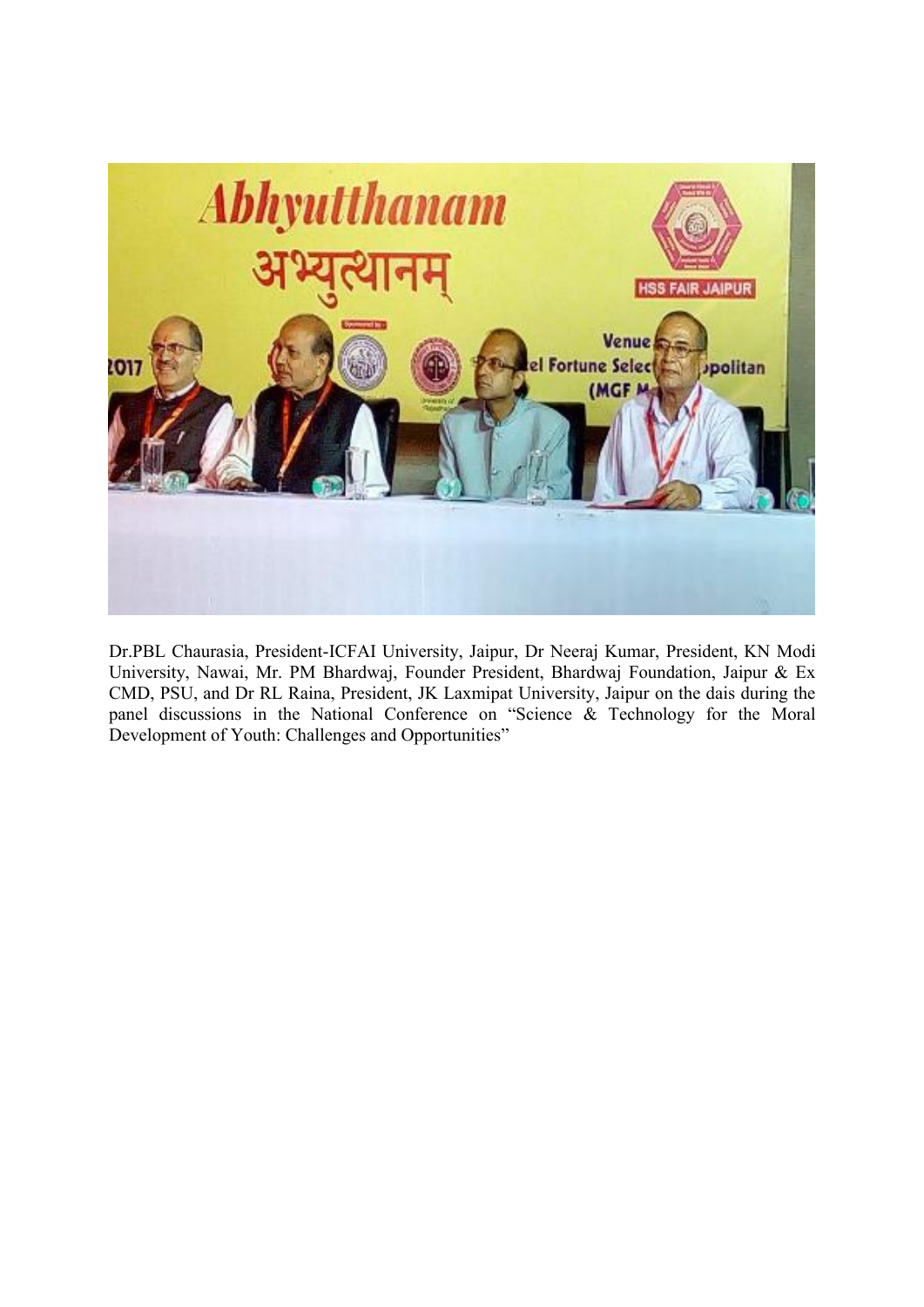Dr.PBL Chaurasia, President-ICFAI University, Jaipur, Dr Neeraj Kumar, President, KN Modi University, Nawai, Mr. PM Bhardwaj, Founder President, Bhardwaj Foundation, Jaipur & Ex CMD, PSU, and Dr RL Raina, President, JK Laxmipat University, Jaipur on the dais during the panel discussions in the National Conference on "Science & Technology for the Moral Development of Youth: Challenges and Opportunities"